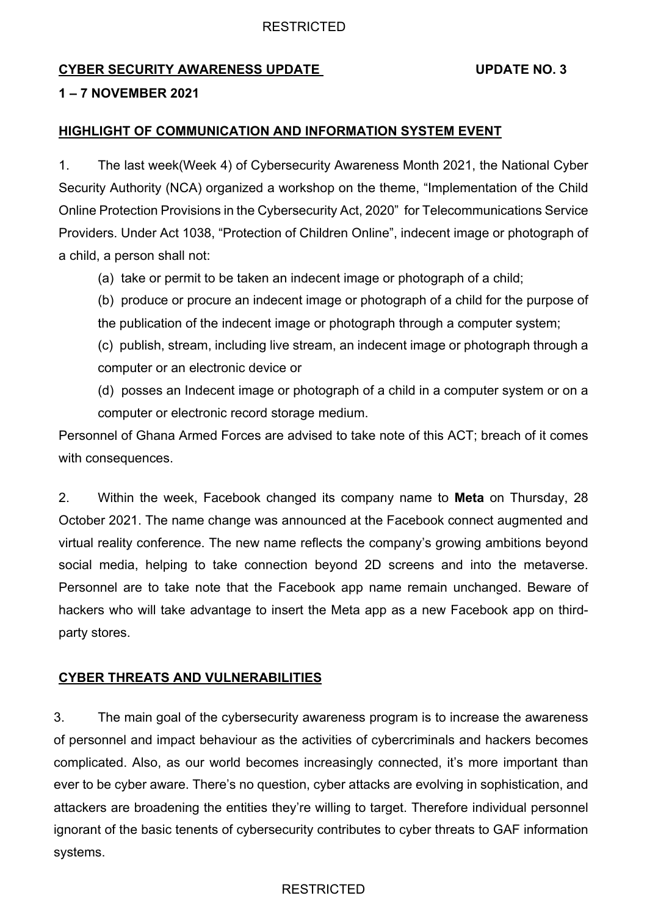**CYBER SECURITY AWARENESS UPDATE** **UPDATE NO. 3**

**1 – 7 NOVEMBER 2021**

## HIGHLIGHT OF COMMUNICATION AND INFORMATION SYSTEM EVENT

1. The last week(Week 4) of Cybersecurity Awareness Month 2021, the National Cyber Security Authority (NCA) organized a workshop on the theme, "Implementation of the Child Online Protection Provisions in the Cybersecurity Act, 2020" for Telecommunications Service Providers. Under Act 1038, "Protection of Children Online", indecent image or photograph of a child, a person shall not:

   (a) take or permit to be taken an indecent image or photograph of a child;

   (b) produce or procure an indecent image or photograph of a child for the purpose of the publication of the indecent image or photograph through a computer system;

   (c) publish, stream, including live stream, an indecent image or photograph through a computer or an electronic device or

   (d) posses an Indecent image or photograph of a child in a computer system or on a computer or electronic record storage medium.

Personnel of Ghana Armed Forces are advised to take note of this ACT; breach of it comes with consequences.

2. Within the week, Facebook changed its company name to **Meta** on Thursday, 28 October 2021. The name change was announced at the Facebook connect augmented and virtual reality conference. The new name reflects the company's growing ambitions beyond social media, helping to take connection beyond 2D screens and into the metaverse. Personnel are to take note that the Facebook app name remain unchanged. Beware of hackers who will take advantage to insert the Meta app as a new Facebook app on third-party stores.

## CYBER THREATS AND VULNERABILITIES

3. The main goal of the cybersecurity awareness program is to increase the awareness of personnel and impact behaviour as the activities of cybercriminals and hackers becomes complicated. Also, as our world becomes increasingly connected, it's more important than ever to be cyber aware. There's no question, cyber attacks are evolving in sophistication, and attackers are broadening the entities they're willing to target. Therefore individual personnel ignorant of the basic tenents of cybersecurity contributes to cyber threats to GAF information systems.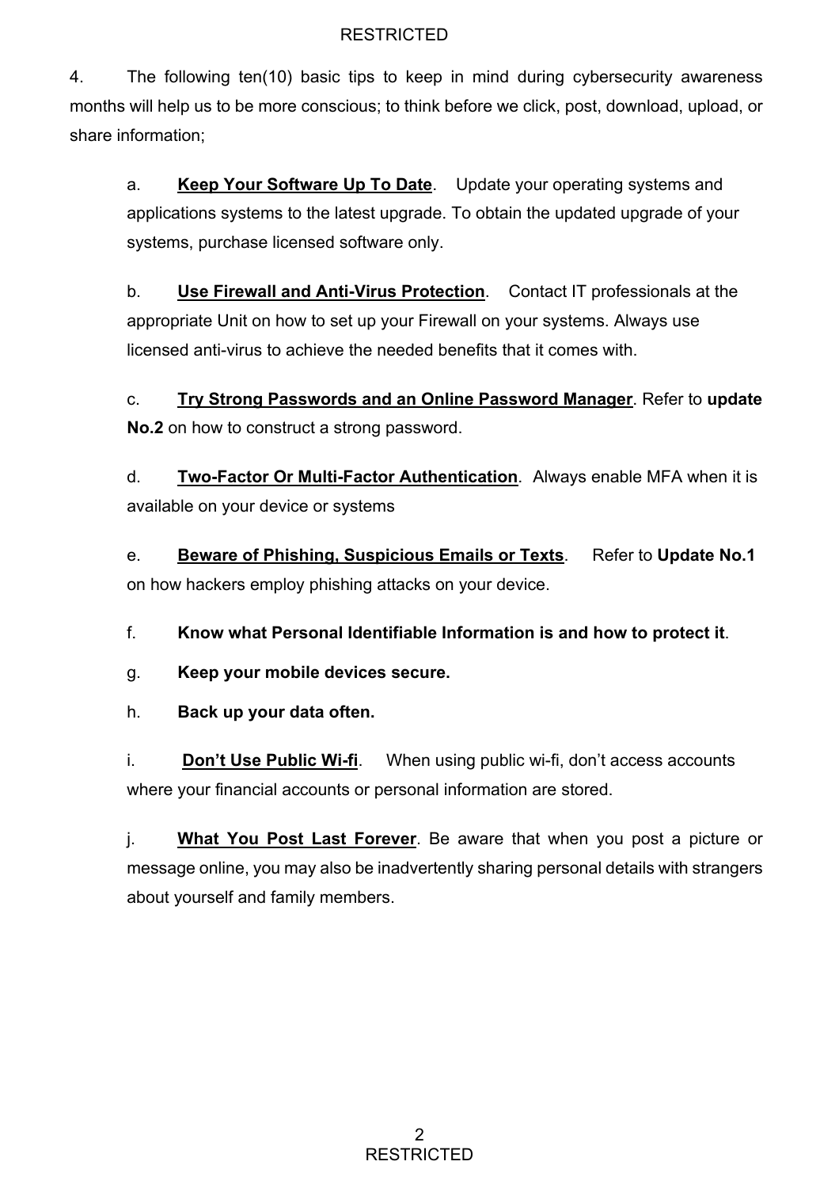4. The following ten(10) basic tips to keep in mind during cybersecurity awareness months will help us to be more conscious; to think before we click, post, download, upload, or share information;

a. **Keep Your Software Up To Date**. Update your operating systems and applications systems to the latest upgrade. To obtain the updated upgrade of your systems, purchase licensed software only.

b. **Use Firewall and Anti-Virus Protection**. Contact IT professionals at the appropriate Unit on how to set up your Firewall on your systems. Always use licensed anti-virus to achieve the needed benefits that it comes with.

c. **Try Strong Passwords and an Online Password Manager**. Refer to **update No.2** on how to construct a strong password.

d. **Two-Factor Or Multi-Factor Authentication**. Always enable MFA when it is available on your device or systems

e. **Beware of Phishing, Suspicious Emails or Texts**. Refer to **Update No.1** on how hackers employ phishing attacks on your device.

f. **Know what Personal Identifiable Information is and how to protect it**.

g. **Keep your mobile devices secure.**

h. **Back up your data often.**

i. **Don't Use Public Wi-fi**. When using public wi-fi, don't access accounts where your financial accounts or personal information are stored.

j. **What You Post Last Forever**. Be aware that when you post a picture or message online, you may also be inadvertently sharing personal details with strangers about yourself and family members.